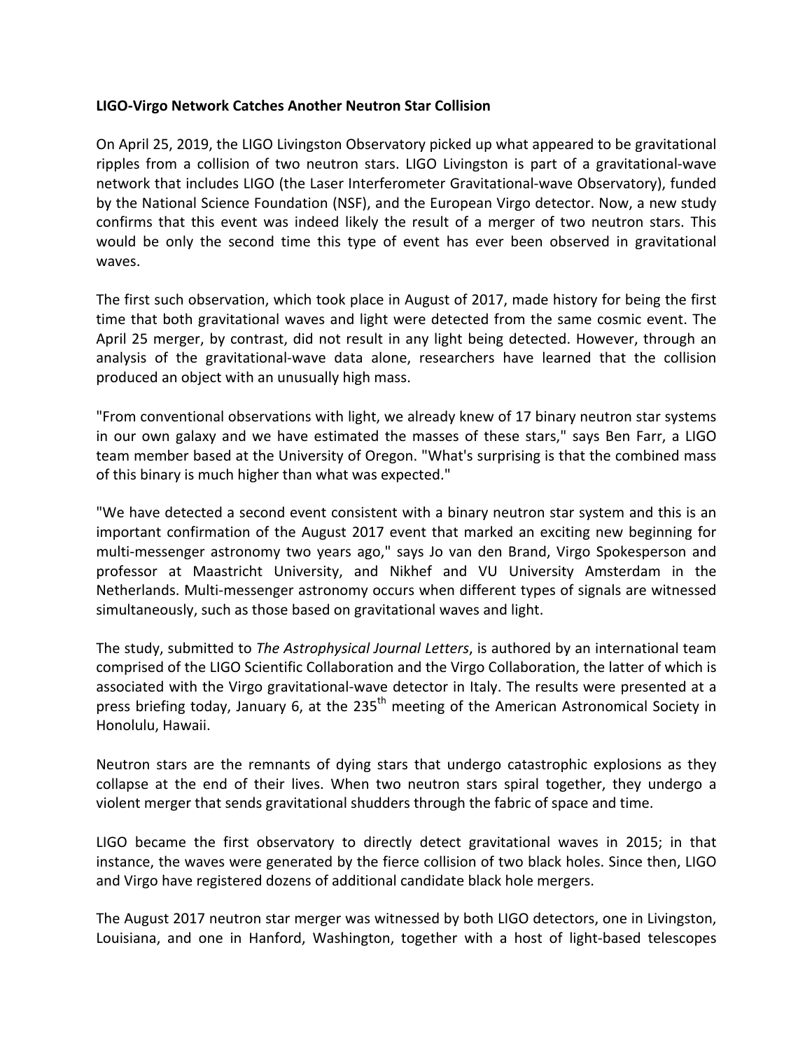**LIGO-Virgo Network Catches Another Neutron Star Collision**

On April 25, 2019, the LIGO Livingston Observatory picked up what appeared to be gravitational ripples from a collision of two neutron stars. LIGO Livingston is part of a gravitational-wave network that includes LIGO (the Laser Interferometer Gravitational-wave Observatory), funded by the National Science Foundation (NSF), and the European Virgo detector. Now, a new study confirms that this event was indeed likely the result of a merger of two neutron stars. This would be only the second time this type of event has ever been observed in gravitational waves.

The first such observation, which took place in August of 2017, made history for being the first time that both gravitational waves and light were detected from the same cosmic event. The April 25 merger, by contrast, did not result in any light being detected. However, through an analysis of the gravitational-wave data alone, researchers have learned that the collision produced an object with an unusually high mass.

"From conventional observations with light, we already knew of 17 binary neutron star systems in our own galaxy and we have estimated the masses of these stars," says Ben Farr, a LIGO team member based at the University of Oregon. "What's surprising is that the combined mass of this binary is much higher than what was expected."

"We have detected a second event consistent with a binary neutron star system and this is an important confirmation of the August 2017 event that marked an exciting new beginning for multi-messenger astronomy two years ago," says Jo van den Brand, Virgo Spokesperson and professor at Maastricht University, and Nikhef and VU University Amsterdam in the Netherlands. Multi-messenger astronomy occurs when different types of signals are witnessed simultaneously, such as those based on gravitational waves and light.

The study, submitted to *The Astrophysical Journal Letters*, is authored by an international team comprised of the LIGO Scientific Collaboration and the Virgo Collaboration, the latter of which is associated with the Virgo gravitational-wave detector in Italy. The results were presented at a press briefing today, January 6, at the 235th meeting of the American Astronomical Society in Honolulu, Hawaii.

Neutron stars are the remnants of dying stars that undergo catastrophic explosions as they collapse at the end of their lives. When two neutron stars spiral together, they undergo a violent merger that sends gravitational shudders through the fabric of space and time.

LIGO became the first observatory to directly detect gravitational waves in 2015; in that instance, the waves were generated by the fierce collision of two black holes. Since then, LIGO and Virgo have registered dozens of additional candidate black hole mergers.

The August 2017 neutron star merger was witnessed by both LIGO detectors, one in Livingston, Louisiana, and one in Hanford, Washington, together with a host of light-based telescopes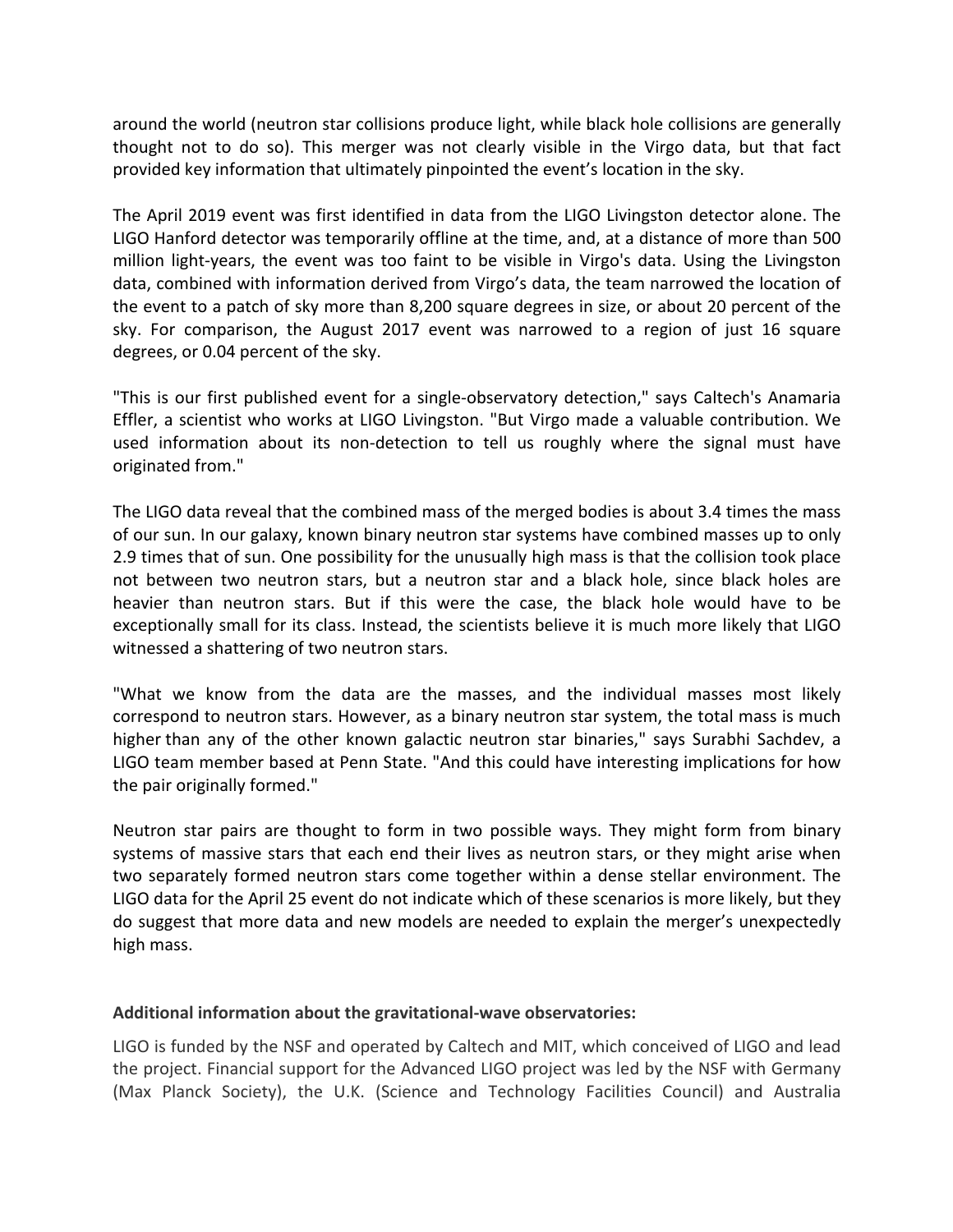around the world (neutron star collisions produce light, while black hole collisions are generally thought not to do so). This merger was not clearly visible in the Virgo data, but that fact provided key information that ultimately pinpointed the event's location in the sky.

The April 2019 event was first identified in data from the LIGO Livingston detector alone. The LIGO Hanford detector was temporarily offline at the time, and, at a distance of more than 500 million light-years, the event was too faint to be visible in Virgo's data. Using the Livingston data, combined with information derived from Virgo's data, the team narrowed the location of the event to a patch of sky more than 8,200 square degrees in size, or about 20 percent of the sky. For comparison, the August 2017 event was narrowed to a region of just 16 square degrees, or 0.04 percent of the sky.

"This is our first published event for a single-observatory detection," says Caltech's Anamaria Effler, a scientist who works at LIGO Livingston. "But Virgo made a valuable contribution. We used information about its non-detection to tell us roughly where the signal must have originated from."

The LIGO data reveal that the combined mass of the merged bodies is about 3.4 times the mass of our sun. In our galaxy, known binary neutron star systems have combined masses up to only 2.9 times that of sun. One possibility for the unusually high mass is that the collision took place not between two neutron stars, but a neutron star and a black hole, since black holes are heavier than neutron stars. But if this were the case, the black hole would have to be exceptionally small for its class. Instead, the scientists believe it is much more likely that LIGO witnessed a shattering of two neutron stars.

"What we know from the data are the masses, and the individual masses most likely correspond to neutron stars. However, as a binary neutron star system, the total mass is much higher than any of the other known galactic neutron star binaries," says Surabhi Sachdev, a LIGO team member based at Penn State. "And this could have interesting implications for how the pair originally formed."

Neutron star pairs are thought to form in two possible ways. They might form from binary systems of massive stars that each end their lives as neutron stars, or they might arise when two separately formed neutron stars come together within a dense stellar environment. The LIGO data for the April 25 event do not indicate which of these scenarios is more likely, but they do suggest that more data and new models are needed to explain the merger's unexpectedly high mass.

**Additional information about the gravitational-wave observatories:**

LIGO is funded by the NSF and operated by Caltech and MIT, which conceived of LIGO and lead the project. Financial support for the Advanced LIGO project was led by the NSF with Germany (Max Planck Society), the U.K. (Science and Technology Facilities Council) and Australia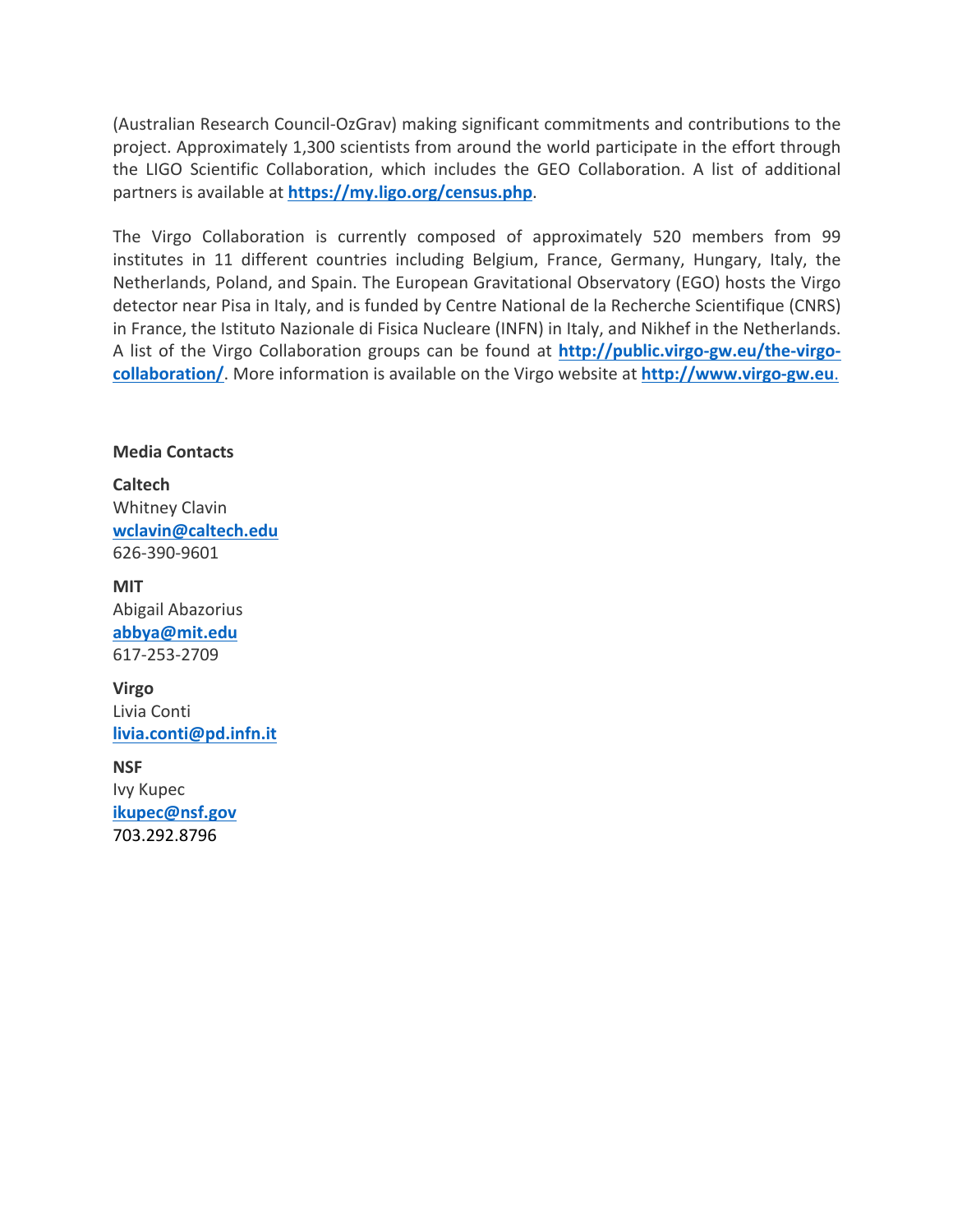(Australian Research Council-OzGrav) making significant commitments and contributions to the project. Approximately 1,300 scientists from around the world participate in the effort through the LIGO Scientific Collaboration, which includes the GEO Collaboration. A list of additional partners is available at **https://my.ligo.org/census.php**.

The Virgo Collaboration is currently composed of approximately 520 members from 99 institutes in 11 different countries including Belgium, France, Germany, Hungary, Italy, the Netherlands, Poland, and Spain. The European Gravitational Observatory (EGO) hosts the Virgo detector near Pisa in Italy, and is funded by Centre National de la Recherche Scientifique (CNRS) in France, the Istituto Nazionale di Fisica Nucleare (INFN) in Italy, and Nikhef in the Netherlands. A list of the Virgo Collaboration groups can be found at **http://public.virgo-gw.eu/the-virgo-collaboration/**. More information is available on the Virgo website at **http://www.virgo-gw.eu**.

**Media Contacts**

**Caltech**
Whitney Clavin
**wclavin@caltech.edu**
626-390-9601

**MIT**
Abigail Abazorius
**abbya@mit.edu**
617-253-2709

**Virgo**
Livia Conti
**livia.conti@pd.infn.it**

**NSF**
Ivy Kupec
**ikupec@nsf.gov**
703.292.8796